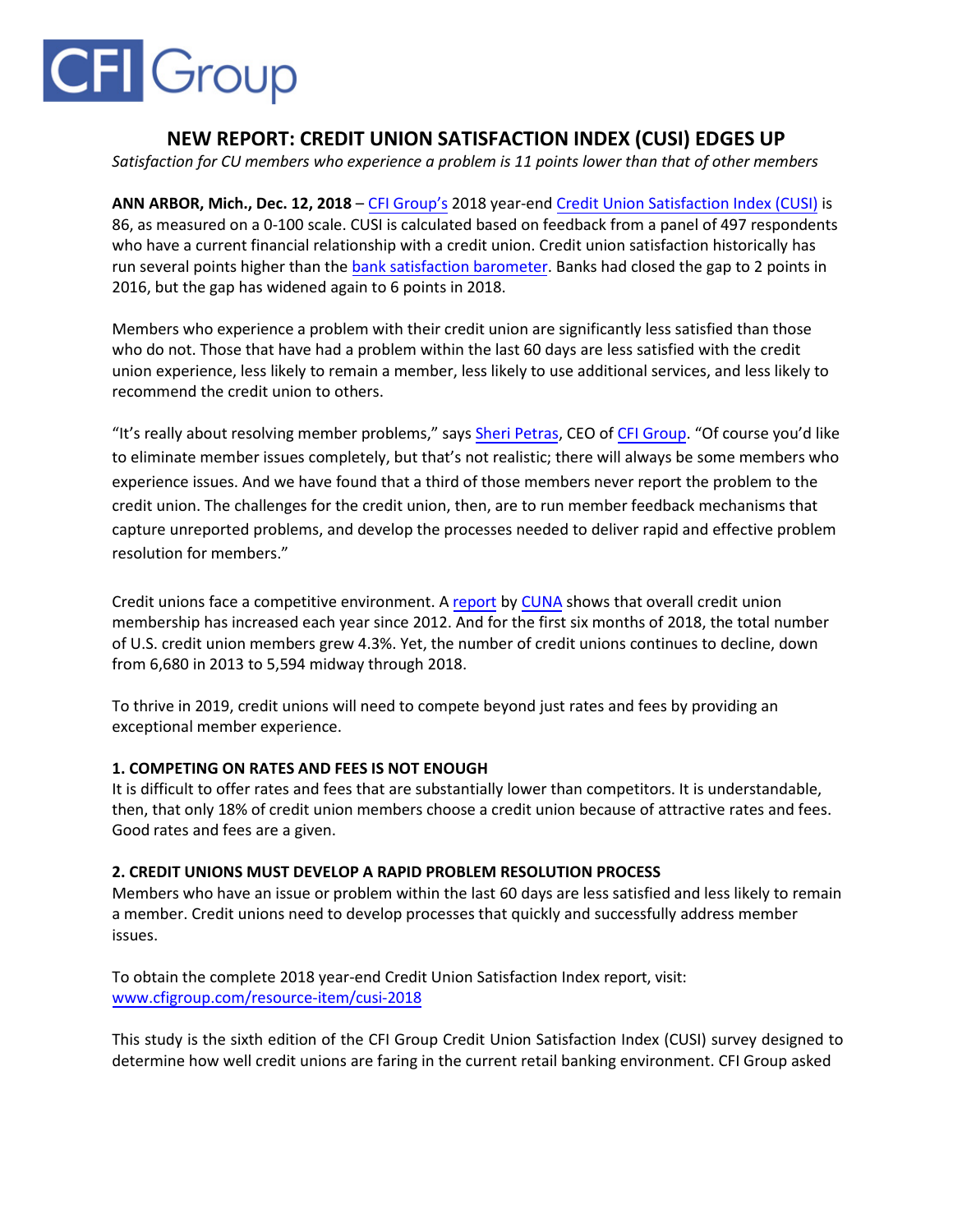CFI Group

# NEW REPORT: CREDIT UNION SATISFACTION INDEX (CUSI) EDGES UP

*Satisfaction for CU members who experience a problem is 11 points lower than that of other members*

**ANN ARBOR, Mich., Dec. 12, 2018** – CFI Group's 2018 year-end Credit Union Satisfaction Index (CUSI) is 86, as measured on a 0-100 scale. CUSI is calculated based on feedback from a panel of 497 respondents who have a current financial relationship with a credit union. Credit union satisfaction historically has run several points higher than the bank satisfaction barometer. Banks had closed the gap to 2 points in 2016, but the gap has widened again to 6 points in 2018.

Members who experience a problem with their credit union are significantly less satisfied than those who do not. Those that have had a problem within the last 60 days are less satisfied with the credit union experience, less likely to remain a member, less likely to use additional services, and less likely to recommend the credit union to others.

"It's really about resolving member problems," says Sheri Petras, CEO of CFI Group. "Of course you'd like to eliminate member issues completely, but that's not realistic; there will always be some members who experience issues. And we have found that a third of those members never report the problem to the credit union. The challenges for the credit union, then, are to run member feedback mechanisms that capture unreported problems, and develop the processes needed to deliver rapid and effective problem resolution for members."

Credit unions face a competitive environment. A report by CUNA shows that overall credit union membership has increased each year since 2012. And for the first six months of 2018, the total number of U.S. credit union members grew 4.3%. Yet, the number of credit unions continues to decline, down from 6,680 in 2013 to 5,594 midway through 2018.

To thrive in 2019, credit unions will need to compete beyond just rates and fees by providing an exceptional member experience.

**1. COMPETING ON RATES AND FEES IS NOT ENOUGH**

It is difficult to offer rates and fees that are substantially lower than competitors. It is understandable, then, that only 18% of credit union members choose a credit union because of attractive rates and fees. Good rates and fees are a given.

**2. CREDIT UNIONS MUST DEVELOP A RAPID PROBLEM RESOLUTION PROCESS**

Members who have an issue or problem within the last 60 days are less satisfied and less likely to remain a member. Credit unions need to develop processes that quickly and successfully address member issues.

To obtain the complete 2018 year-end Credit Union Satisfaction Index report, visit: www.cfigroup.com/resource-item/cusi-2018

This study is the sixth edition of the CFI Group Credit Union Satisfaction Index (CUSI) survey designed to determine how well credit unions are faring in the current retail banking environment. CFI Group asked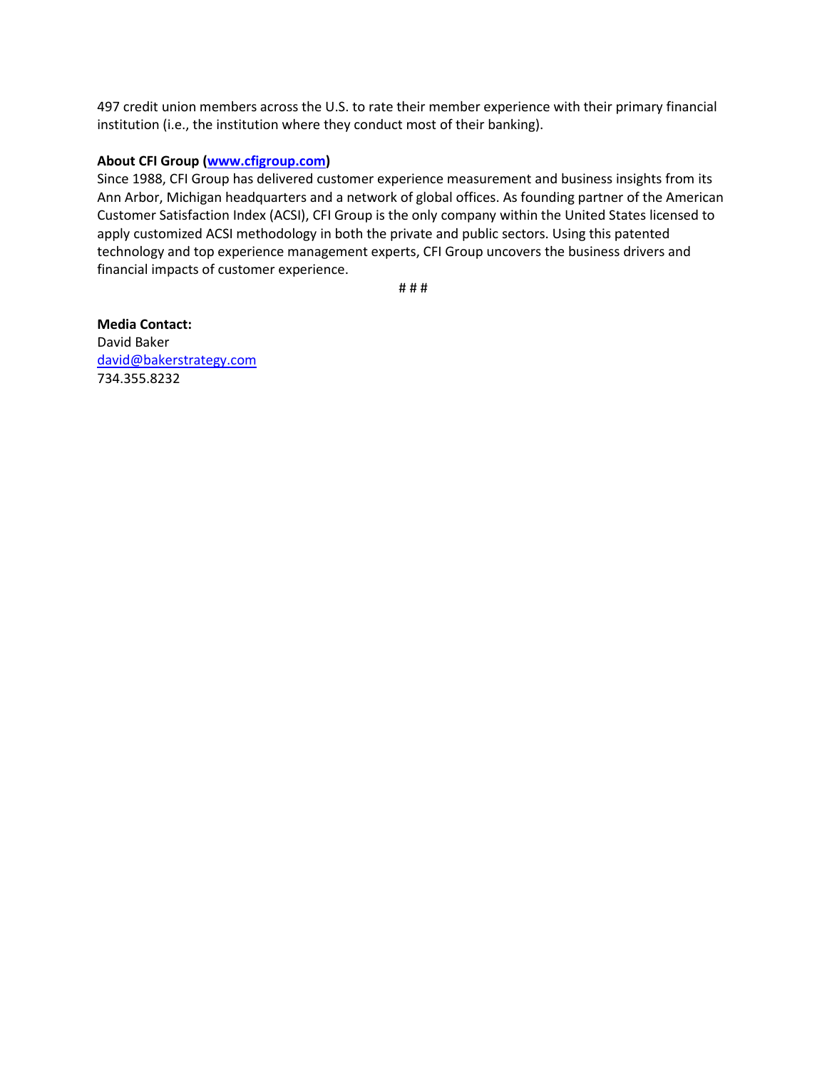497 credit union members across the U.S. to rate their member experience with their primary financial institution (i.e., the institution where they conduct most of their banking).

**About CFI Group ([www.cfigroup.com](http://www.cfigroup.com))**

Since 1988, CFI Group has delivered customer experience measurement and business insights from its Ann Arbor, Michigan headquarters and a network of global offices. As founding partner of the American Customer Satisfaction Index (ACSI), CFI Group is the only company within the United States licensed to apply customized ACSI methodology in both the private and public sectors. Using this patented technology and top experience management experts, CFI Group uncovers the business drivers and financial impacts of customer experience.

# # #

**Media Contact:**

David Baker

[david@bakerstrategy.com](mailto:david@bakerstrategy.com)

734.355.8232